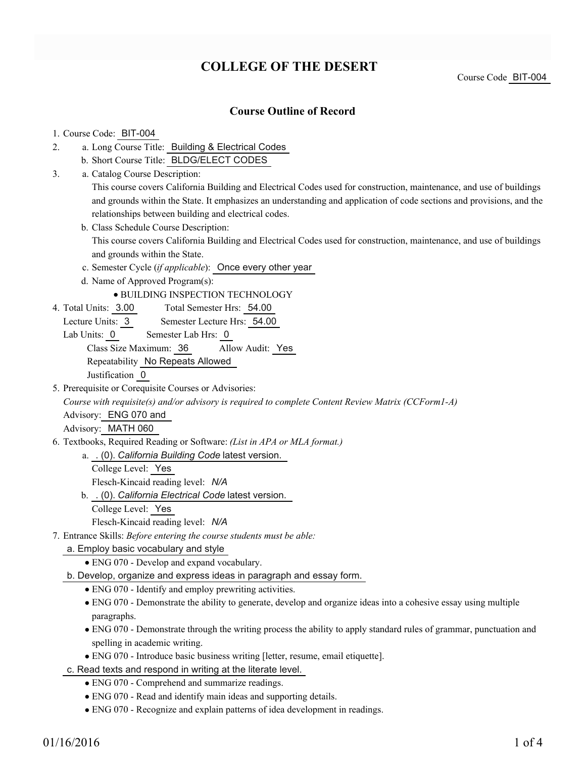# COLLEGE OF THE DESERT

Course Code BIT-004

## Course Outline of Record

1. Course Code: BIT-004
2. a. Long Course Title: Building & Electrical Codes
   b. Short Course Title: BLDG/ELECT CODES
3. a. Catalog Course Description:
   This course covers California Building and Electrical Codes used for construction, maintenance, and use of buildings and grounds within the State. It emphasizes an understanding and application of code sections and provisions, and the relationships between building and electrical codes.
   b. Class Schedule Course Description:
   This course covers California Building and Electrical Codes used for construction, maintenance, and use of buildings and grounds within the State.
   c. Semester Cycle (*if applicable*): Once every other year
   d. Name of Approved Program(s):
      - BUILDING INSPECTION TECHNOLOGY
4. Total Units: 3.00 Total Semester Hrs: 54.00
   Lecture Units: 3 Semester Lecture Hrs: 54.00
   Lab Units: 0 Semester Lab Hrs: 0
   Class Size Maximum: 36 Allow Audit: Yes
   Repeatability No Repeats Allowed
   Justification 0
5. Prerequisite or Corequisite Courses or Advisories:
   *Course with requisite(s) and/or advisory is required to complete Content Review Matrix (CCForm1-A)*
   Advisory: ENG 070 and
   Advisory: MATH 060
6. Textbooks, Required Reading or Software: *(List in APA or MLA format.)*
   a. . (0). *California Building Code* latest version.
      College Level: Yes
      Flesch-Kincaid reading level: *N/A*
   b. . (0). *California Electrical Code* latest version.
      College Level: Yes
      Flesch-Kincaid reading level: *N/A*
7. Entrance Skills: *Before entering the course students must be able:*
   a. Employ basic vocabulary and style
      - ENG 070 - Develop and expand vocabulary.
   b. Develop, organize and express ideas in paragraph and essay form.
      - ENG 070 - Identify and employ prewriting activities.
      - ENG 070 - Demonstrate the ability to generate, develop and organize ideas into a cohesive essay using multiple paragraphs.
      - ENG 070 - Demonstrate through the writing process the ability to apply standard rules of grammar, punctuation and spelling in academic writing.
      - ENG 070 - Introduce basic business writing [letter, resume, email etiquette].
   c. Read texts and respond in writing at the literate level.
      - ENG 070 - Comprehend and summarize readings.
      - ENG 070 - Read and identify main ideas and supporting details.
      - ENG 070 - Recognize and explain patterns of idea development in readings.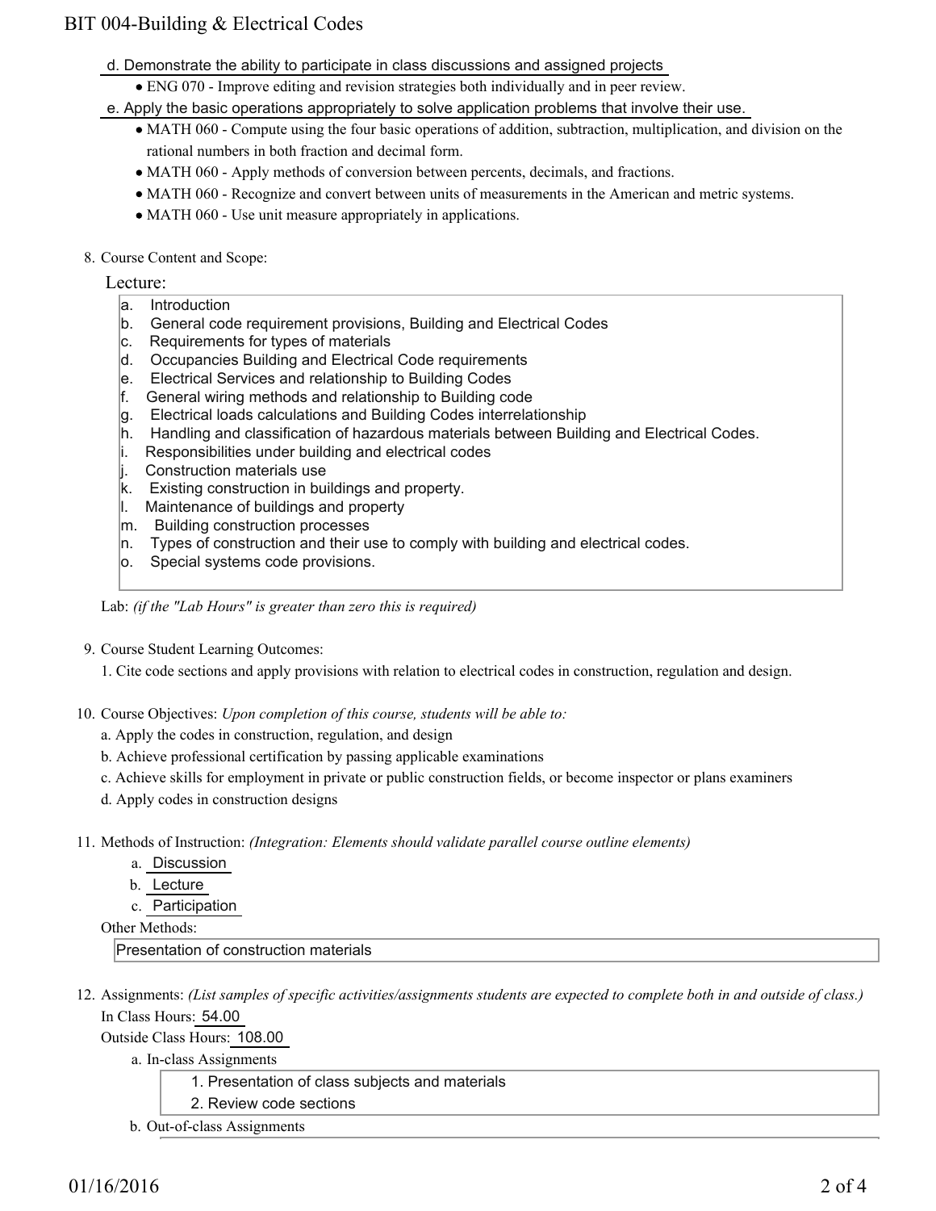d. Demonstrate the ability to participate in class discussions and assigned projects

- ENG 070 - Improve editing and revision strategies both individually and in peer review.

e. Apply the basic operations appropriately to solve application problems that involve their use.

- MATH 060 - Compute using the four basic operations of addition, subtraction, multiplication, and division on the rational numbers in both fraction and decimal form.
- MATH 060 - Apply methods of conversion between percents, decimals, and fractions.
- MATH 060 - Recognize and convert between units of measurements in the American and metric systems.
- MATH 060 - Use unit measure appropriately in applications.

8. Course Content and Scope:

Lecture:

a. Introduction
b. General code requirement provisions, Building and Electrical Codes
c. Requirements for types of materials
d. Occupancies Building and Electrical Code requirements
e. Electrical Services and relationship to Building Codes
f. General wiring methods and relationship to Building code
g. Electrical loads calculations and Building Codes interrelationship
h. Handling and classification of hazardous materials between Building and Electrical Codes.
i. Responsibilities under building and electrical codes
j. Construction materials use
k. Existing construction in buildings and property.
l. Maintenance of buildings and property
m. Building construction processes
n. Types of construction and their use to comply with building and electrical codes.
o. Special systems code provisions.

Lab: *(if the "Lab Hours" is greater than zero this is required)*

9. Course Student Learning Outcomes:

1. Cite code sections and apply provisions with relation to electrical codes in construction, regulation and design.

10. Course Objectives: *Upon completion of this course, students will be able to:*

a. Apply the codes in construction, regulation, and design
b. Achieve professional certification by passing applicable examinations
c. Achieve skills for employment in private or public construction fields, or become inspector or plans examiners
d. Apply codes in construction designs

11. Methods of Instruction: *(Integration: Elements should validate parallel course outline elements)*

a. Discussion
b. Lecture
c. Participation

Other Methods:

Presentation of construction materials

12. Assignments: *(List samples of specific activities/assignments students are expected to complete both in and outside of class.)*

In Class Hours: 54.00

Outside Class Hours: 108.00

a. In-class Assignments

1. Presentation of class subjects and materials
2. Review code sections

b. Out-of-class Assignments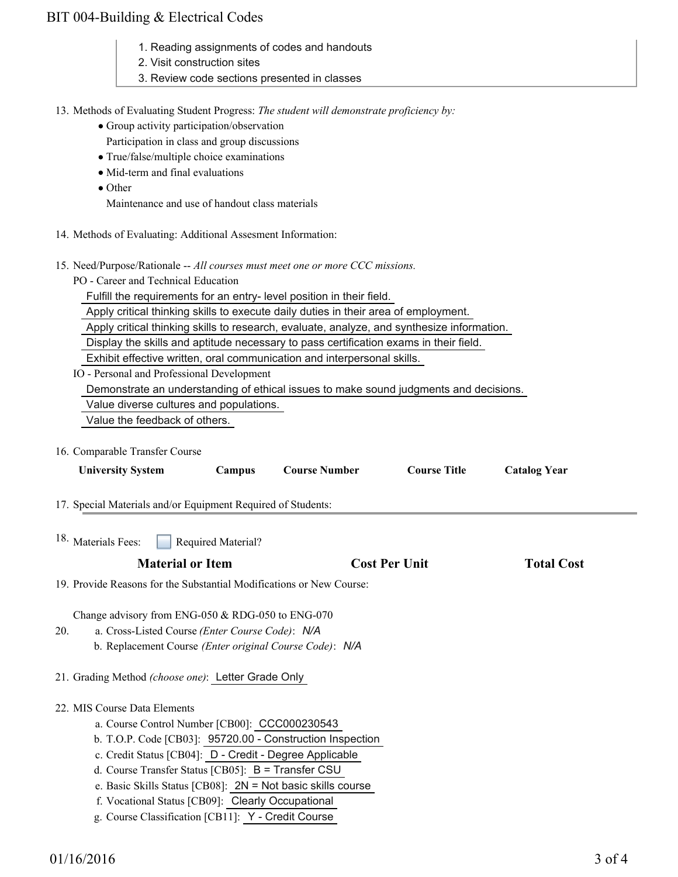1. Reading assignments of codes and handouts
2. Visit construction sites
3. Review code sections presented in classes

13. Methods of Evaluating Student Progress: *The student will demonstrate proficiency by:*
    - Group activity participation/observation
      Participation in class and group discussions
    - True/false/multiple choice examinations
    - Mid-term and final evaluations
    - Other
      Maintenance and use of handout class materials

14. Methods of Evaluating: Additional Assesment Information:

15. Need/Purpose/Rationale -- *All courses must meet one or more CCC missions.*
    PO - Career and Technical Education
    Fulfill the requirements for an entry- level position in their field.
    Apply critical thinking skills to execute daily duties in their area of employment.
    Apply critical thinking skills to research, evaluate, analyze, and synthesize information.
    Display the skills and aptitude necessary to pass certification exams in their field.
    Exhibit effective written, oral communication and interpersonal skills.
    IO - Personal and Professional Development
    Demonstrate an understanding of ethical issues to make sound judgments and decisions.
    Value diverse cultures and populations.
    Value the feedback of others.

16. Comparable Transfer Course

| University System | Campus | Course Number | Course Title | Catalog Year |
|---|---|---|---|---|

17. Special Materials and/or Equipment Required of Students:

18. Materials Fees: ☐ Required Material?

| Material or Item | Cost Per Unit | Total Cost |
|---|---|---|

19. Provide Reasons for the Substantial Modifications or New Course:

    Change advisory from ENG-050 & RDG-050 to ENG-070

20. a. Cross-Listed Course *(Enter Course Code)*: *N/A*
    b. Replacement Course *(Enter original Course Code)*: *N/A*

21. Grading Method *(choose one)*: Letter Grade Only

22. MIS Course Data Elements
    a. Course Control Number [CB00]: CCC000230543
    b. T.O.P. Code [CB03]: 95720.00 - Construction Inspection
    c. Credit Status [CB04]: D - Credit - Degree Applicable
    d. Course Transfer Status [CB05]: B = Transfer CSU
    e. Basic Skills Status [CB08]: 2N = Not basic skills course
    f. Vocational Status [CB09]: Clearly Occupational
    g. Course Classification [CB11]: Y - Credit Course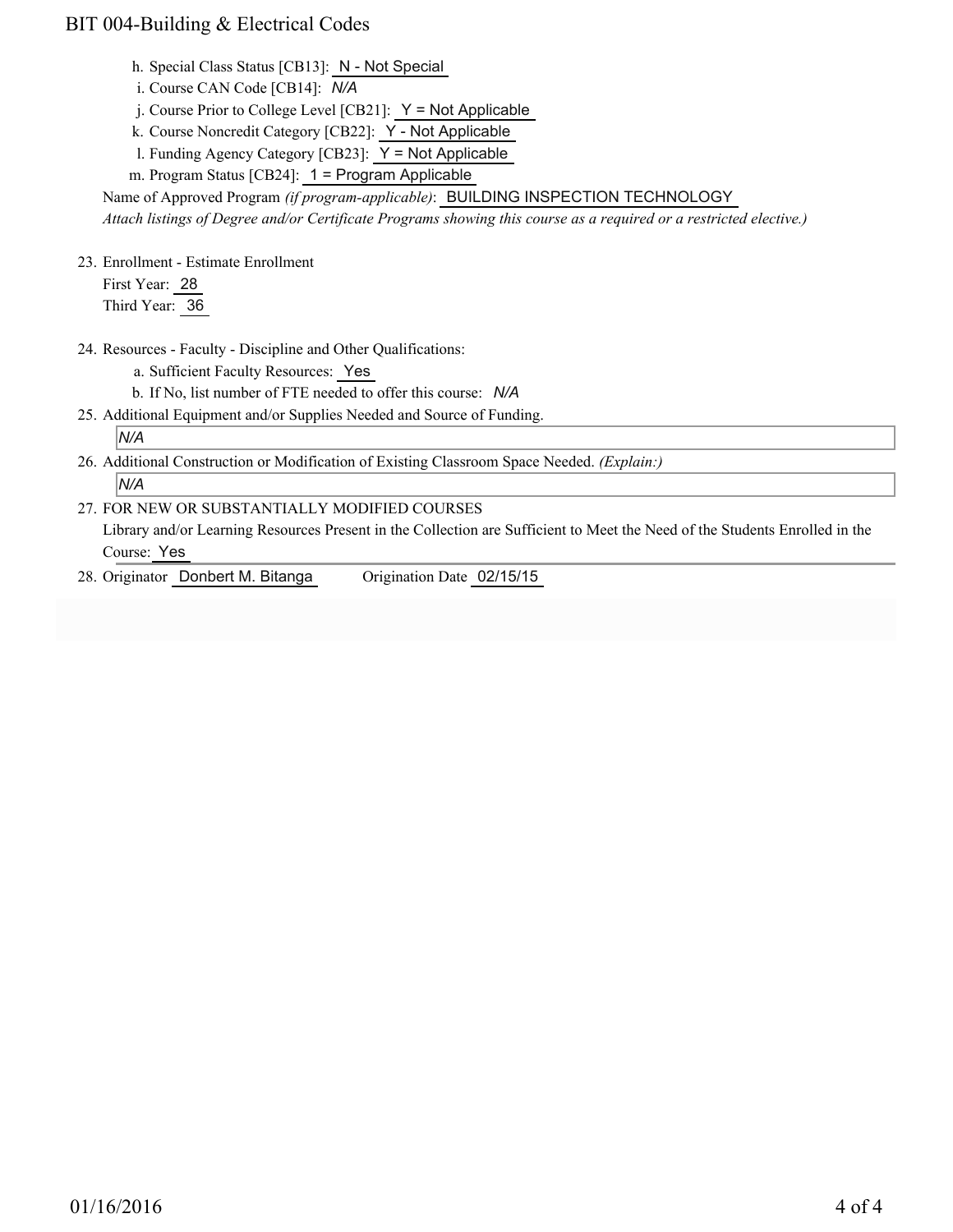h. Special Class Status [CB13]: N - Not Special
i. Course CAN Code [CB14]: *N/A*
j. Course Prior to College Level [CB21]: Y = Not Applicable
k. Course Noncredit Category [CB22]: Y - Not Applicable
l. Funding Agency Category [CB23]: Y = Not Applicable
m. Program Status [CB24]: 1 = Program Applicable

Name of Approved Program *(if program-applicable)*: BUILDING INSPECTION TECHNOLOGY

*Attach listings of Degree and/or Certificate Programs showing this course as a required or a restricted elective.)*

23. Enrollment - Estimate Enrollment

    First Year: 28

    Third Year: 36

24. Resources - Faculty - Discipline and Other Qualifications:
    a. Sufficient Faculty Resources: Yes
    b. If No, list number of FTE needed to offer this course: *N/A*
25. Additional Equipment and/or Supplies Needed and Source of Funding.

    *N/A*
26. Additional Construction or Modification of Existing Classroom Space Needed. *(Explain:)*

    *N/A*
27. FOR NEW OR SUBSTANTIALLY MODIFIED COURSES

    Library and/or Learning Resources Present in the Collection are Sufficient to Meet the Need of the Students Enrolled in the Course: Yes
28. Originator Donbert M. Bitanga Origination Date 02/15/15